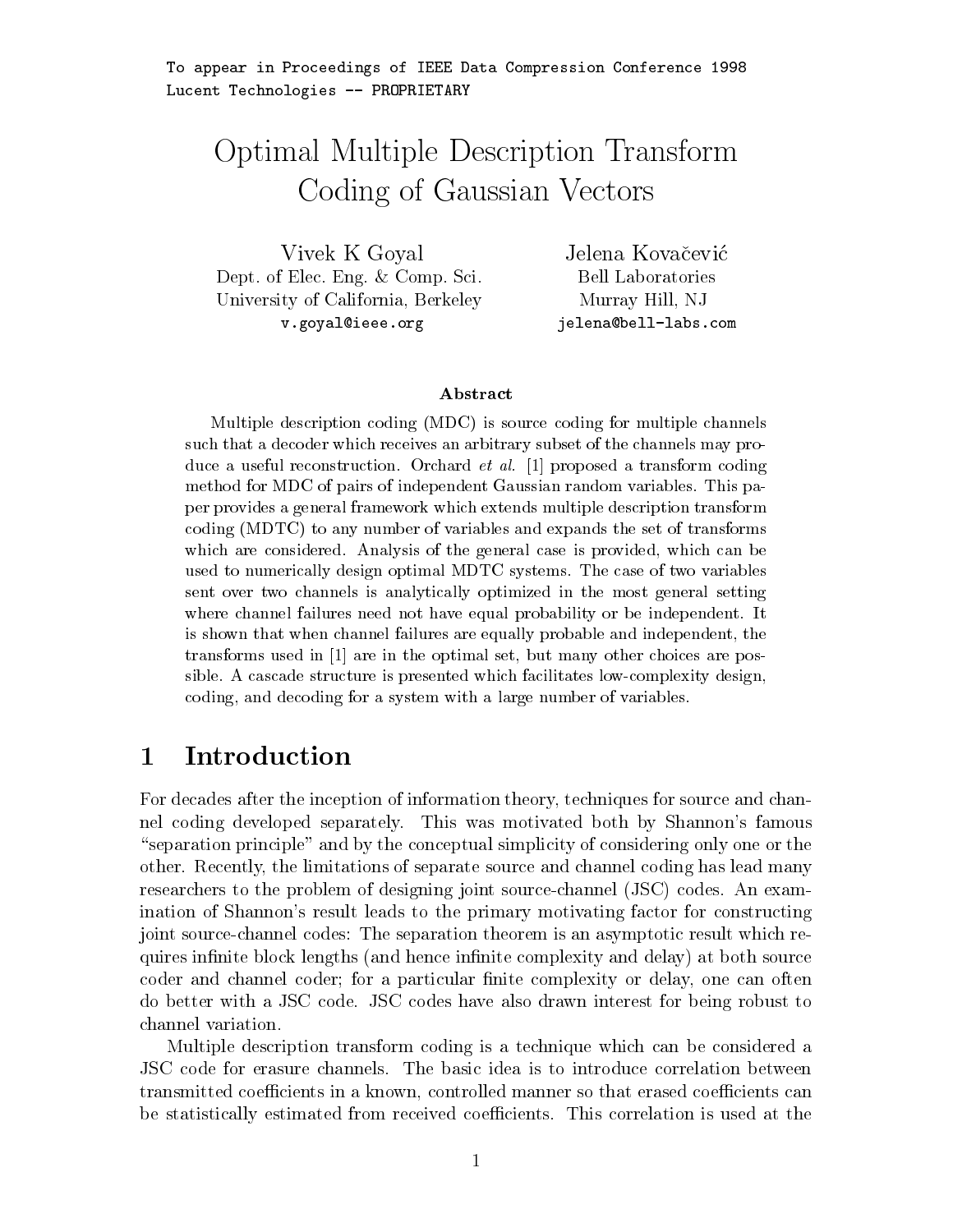To appear in Proceedings of IEEE Data Compression Conference 1998
Lucent Technologies -- PROPRIETARY

# Optimal Multiple Description Transform Coding of Gaussian Vectors

Vivek K Goyal
Dept. of Elec. Eng. & Comp. Sci.
University of California, Berkeley
v.goyal@ieee.org

Jelena Kovačević
Bell Laboratories
Murray Hill, NJ
jelena@bell-labs.com

### Abstract

Multiple description coding (MDC) is source coding for multiple channels such that a decoder which receives an arbitrary subset of the channels may produce a useful reconstruction. Orchard *et al.* [1] proposed a transform coding method for MDC of pairs of independent Gaussian random variables. This paper provides a general framework which extends multiple description transform coding (MDTC) to any number of variables and expands the set of transforms which are considered. Analysis of the general case is provided, which can be used to numerically design optimal MDTC systems. The case of two variables sent over two channels is analytically optimized in the most general setting where channel failures need not have equal probability or be independent. It is shown that when channel failures are equally probable and independent, the transforms used in [1] are in the optimal set, but many other choices are possible. A cascade structure is presented which facilitates low-complexity design, coding, and decoding for a system with a large number of variables.

## 1 Introduction

For decades after the inception of information theory, techniques for source and channel coding developed separately. This was motivated both by Shannon's famous "separation principle" and by the conceptual simplicity of considering only one or the other. Recently, the limitations of separate source and channel coding has lead many researchers to the problem of designing joint source-channel (JSC) codes. An examination of Shannon's result leads to the primary motivating factor for constructing joint source-channel codes: The separation theorem is an asymptotic result which requires infinite block lengths (and hence infinite complexity and delay) at both source coder and channel coder; for a particular finite complexity or delay, one can often do better with a JSC code. JSC codes have also drawn interest for being robust to channel variation.

Multiple description transform coding is a technique which can be considered a JSC code for erasure channels. The basic idea is to introduce correlation between transmitted coefficients in a known, controlled manner so that erased coefficients can be statistically estimated from received coefficients. This correlation is used at the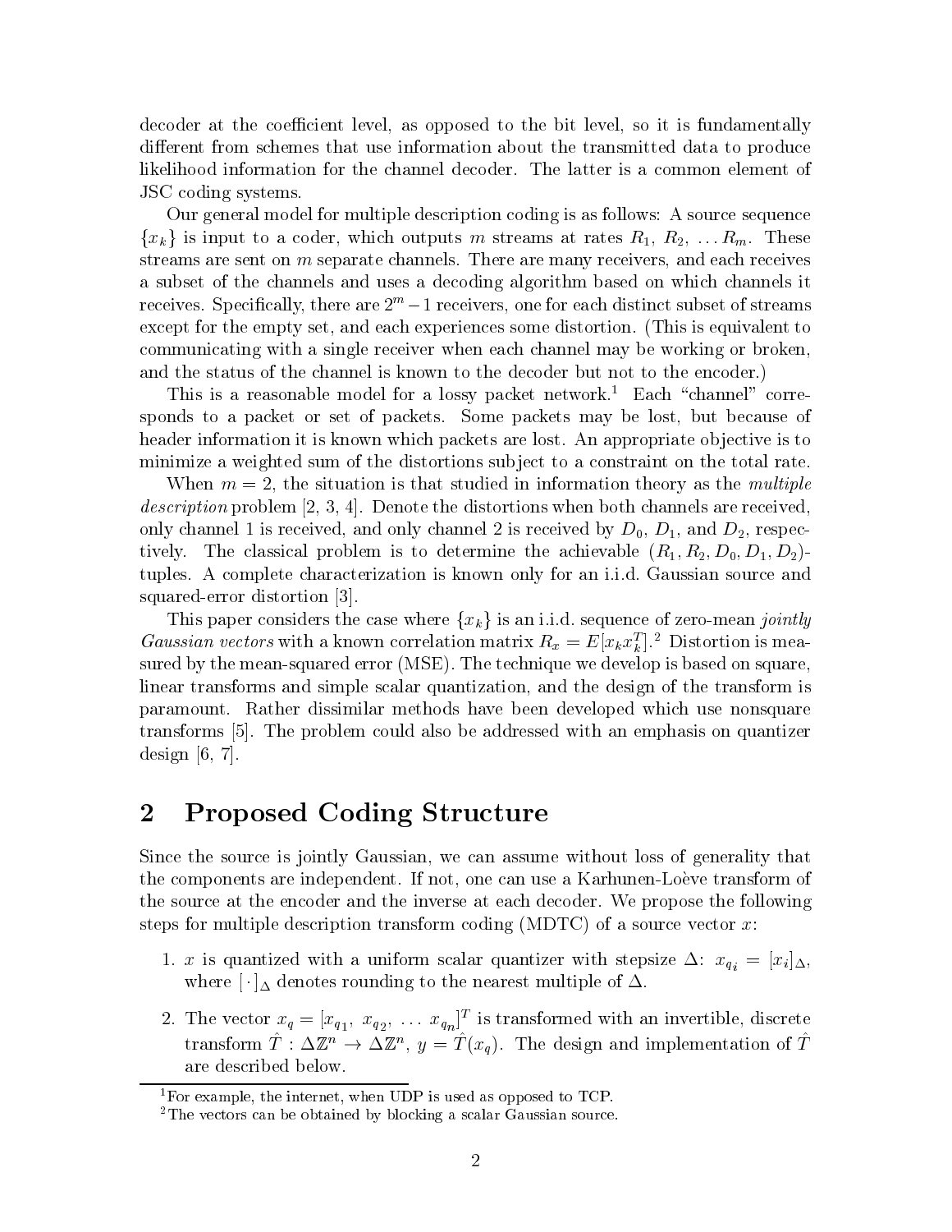decoder at the coefficient level, as opposed to the bit level, so it is fundamentally different from schemes that use information about the transmitted data to produce likelihood information for the channel decoder. The latter is a common element of JSC coding systems.

Our general model for multiple description coding is as follows: A source sequence $\{x_k\}$ is input to a coder, which outputs $m$ streams at rates $R_1$, $R_2$, $\ldots R_m$. These streams are sent on $m$ separate channels. There are many receivers, and each receives a subset of the channels and uses a decoding algorithm based on which channels it receives. Specifically, there are $2^m - 1$ receivers, one for each distinct subset of streams except for the empty set, and each experiences some distortion. (This is equivalent to communicating with a single receiver when each channel may be working or broken, and the status of the channel is known to the decoder but not to the encoder.)

This is a reasonable model for a lossy packet network.[1] Each "channel" corresponds to a packet or set of packets. Some packets may be lost, but because of header information it is known which packets are lost. An appropriate objective is to minimize a weighted sum of the distortions subject to a constraint on the total rate.

When $m = 2$, the situation is that studied in information theory as the *multiple description* problem [2, 3, 4]. Denote the distortions when both channels are received, only channel 1 is received, and only channel 2 is received by $D_0$, $D_1$, and $D_2$, respectively. The classical problem is to determine the achievable $(R_1, R_2, D_0, D_1, D_2)$-tuples. A complete characterization is known only for an i.i.d. Gaussian source and squared-error distortion [3].

This paper considers the case where $\{x_k\}$ is an i.i.d. sequence of zero-mean *jointly Gaussian vectors* with a known correlation matrix $R_x = E[x_k x_k^T]$.[2] Distortion is measured by the mean-squared error (MSE). The technique we develop is based on square, linear transforms and simple scalar quantization, and the design of the transform is paramount. Rather dissimilar methods have been developed which use nonsquare transforms [5]. The problem could also be addressed with an emphasis on quantizer design [6, 7].

## 2 Proposed Coding Structure

Since the source is jointly Gaussian, we can assume without loss of generality that the components are independent. If not, one can use a Karhunen-Loève transform of the source at the encoder and the inverse at each decoder. We propose the following steps for multiple description transform coding (MDTC) of a source vector $x$:

1. $x$ is quantized with a uniform scalar quantizer with stepsize $\Delta$: $x_{q_i} = [x_i]_\Delta$, where $[\,\cdot\,]_\Delta$ denotes rounding to the nearest multiple of $\Delta$.

2. The vector $x_q = [x_{q_1},\ x_{q_2},\ \ldots\ x_{q_n}]^T$ is transformed with an invertible, discrete transform $\hat{T} : \Delta\mathbb{Z}^n \to \Delta\mathbb{Z}^n$, $y = \hat{T}(x_q)$. The design and implementation of $\hat{T}$ are described below.

---

[1] For example, the internet, when UDP is used as opposed to TCP.

[2] The vectors can be obtained by blocking a scalar Gaussian source.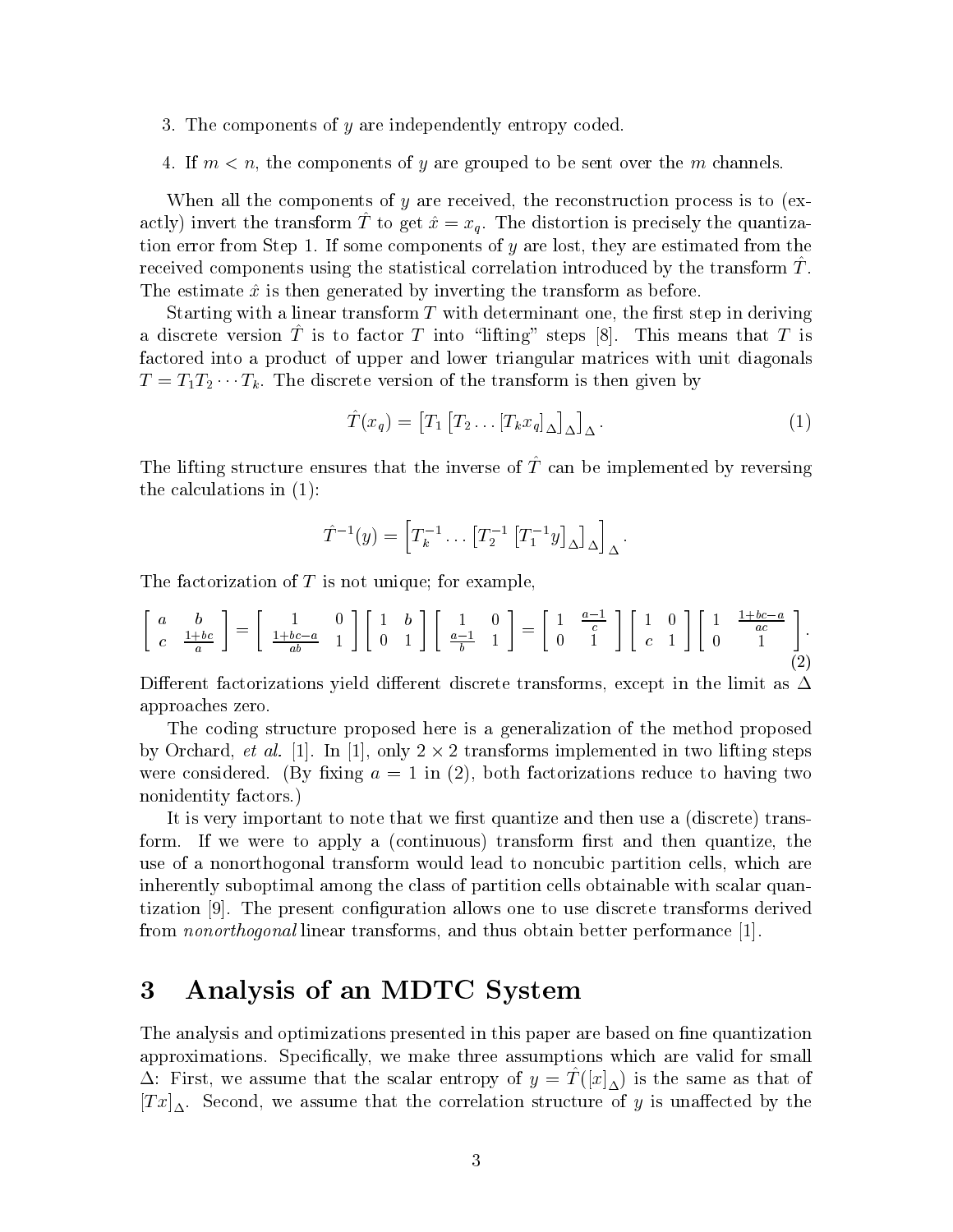3. The components of $y$ are independently entropy coded.

4. If $m < n$, the components of $y$ are grouped to be sent over the $m$ channels.

When all the components of $y$ are received, the reconstruction process is to (exactly) invert the transform $\hat{T}$ to get $\hat{x} = x_q$. The distortion is precisely the quantization error from Step 1. If some components of $y$ are lost, they are estimated from the received components using the statistical correlation introduced by the transform $\hat{T}$. The estimate $\hat{x}$ is then generated by inverting the transform as before.

Starting with a linear transform $T$ with determinant one, the first step in deriving a discrete version $\hat{T}$ is to factor $T$ into "lifting" steps [8]. This means that $T$ is factored into a product of upper and lower triangular matrices with unit diagonals $T = T_1 T_2 \cdots T_k$. The discrete version of the transform is then given by

$$\hat{T}(x_q) = \left[T_1 \left[T_2 \ldots \left[T_k x_q\right]_\Delta\right]_\Delta\right]_\Delta. \tag{1}$$

The lifting structure ensures that the inverse of $\hat{T}$ can be implemented by reversing the calculations in (1):

$$\hat{T}^{-1}(y) = \left[T_k^{-1} \ldots \left[T_2^{-1} \left[T_1^{-1} y\right]_\Delta\right]_\Delta\right]_\Delta.$$

The factorization of $T$ is not unique; for example,

$$\begin{bmatrix} a & b \\ c & \frac{1+bc}{a} \end{bmatrix} = \begin{bmatrix} 1 & 0 \\ \frac{1+bc-a}{ab} & 1 \end{bmatrix} \begin{bmatrix} 1 & b \\ 0 & 1 \end{bmatrix} \begin{bmatrix} 1 & 0 \\ \frac{a-1}{b} & 1 \end{bmatrix} = \begin{bmatrix} 1 & \frac{a-1}{c} \\ 0 & 1 \end{bmatrix} \begin{bmatrix} 1 & 0 \\ c & 1 \end{bmatrix} \begin{bmatrix} 1 & \frac{1+bc-a}{ac} \\ 0 & 1 \end{bmatrix}. \tag{2}$$

Different factorizations yield different discrete transforms, except in the limit as $\Delta$ approaches zero.

The coding structure proposed here is a generalization of the method proposed by Orchard, *et al.* [1]. In [1], only $2 \times 2$ transforms implemented in two lifting steps were considered. (By fixing $a = 1$ in (2), both factorizations reduce to having two nonidentity factors.)

It is very important to note that we first quantize and then use a (discrete) transform. If we were to apply a (continuous) transform first and then quantize, the use of a nonorthogonal transform would lead to noncubic partition cells, which are inherently suboptimal among the class of partition cells obtainable with scalar quantization [9]. The present configuration allows one to use discrete transforms derived from *nonorthogonal* linear transforms, and thus obtain better performance [1].

# 3 Analysis of an MDTC System

The analysis and optimizations presented in this paper are based on fine quantization approximations. Specifically, we make three assumptions which are valid for small $\Delta$: First, we assume that the scalar entropy of $y = \hat{T}([x]_\Delta)$ is the same as that of $[Tx]_\Delta$. Second, we assume that the correlation structure of $y$ is unaffected by the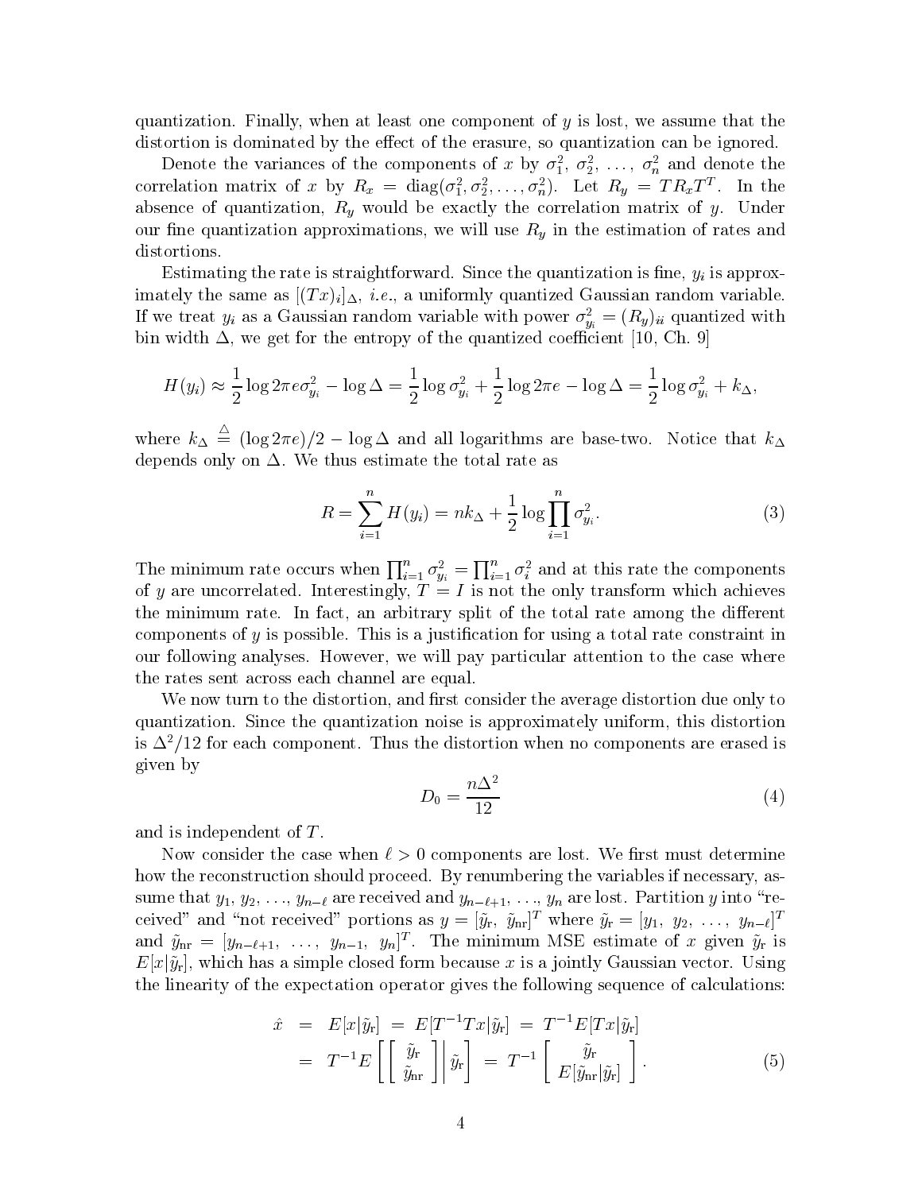quantization. Finally, when at least one component of $y$ is lost, we assume that the distortion is dominated by the effect of the erasure, so quantization can be ignored.

Denote the variances of the components of $x$ by $\sigma_1^2, \sigma_2^2, \ldots, \sigma_n^2$ and denote the correlation matrix of $x$ by $R_x = \mathrm{diag}(\sigma_1^2, \sigma_2^2, \ldots, \sigma_n^2)$. Let $R_y = TR_xT^T$. In the absence of quantization, $R_y$ would be exactly the correlation matrix of $y$. Under our fine quantization approximations, we will use $R_y$ in the estimation of rates and distortions.

Estimating the rate is straightforward. Since the quantization is fine, $y_i$ is approximately the same as $[(Tx)_i]_\Delta$, *i.e.*, a uniformly quantized Gaussian random variable. If we treat $y_i$ as a Gaussian random variable with power $\sigma_{y_i}^2 = (R_y)_{ii}$ quantized with bin width $\Delta$, we get for the entropy of the quantized coefficient [10, Ch. 9]

$$H(y_i) \approx \frac{1}{2}\log 2\pi e \sigma_{y_i}^2 - \log\Delta = \frac{1}{2}\log\sigma_{y_i}^2 + \frac{1}{2}\log 2\pi e - \log\Delta = \frac{1}{2}\log\sigma_{y_i}^2 + k_\Delta,$$

where $k_\Delta \stackrel{\triangle}{=} (\log 2\pi e)/2 - \log\Delta$ and all logarithms are base-two. Notice that $k_\Delta$ depends only on $\Delta$. We thus estimate the total rate as

$$R = \sum_{i=1}^{n} H(y_i) = nk_\Delta + \frac{1}{2}\log\prod_{i=1}^{n}\sigma_{y_i}^2. \tag{3}$$

The minimum rate occurs when $\prod_{i=1}^{n}\sigma_{y_i}^2 = \prod_{i=1}^{n}\sigma_i^2$ and at this rate the components of $y$ are uncorrelated. Interestingly, $T = I$ is not the only transform which achieves the minimum rate. In fact, an arbitrary split of the total rate among the different components of $y$ is possible. This is a justification for using a total rate constraint in our following analyses. However, we will pay particular attention to the case where the rates sent across each channel are equal.

We now turn to the distortion, and first consider the average distortion due only to quantization. Since the quantization noise is approximately uniform, this distortion is $\Delta^2/12$ for each component. Thus the distortion when no components are erased is given by

$$D_0 = \frac{n\Delta^2}{12} \tag{4}$$

and is independent of $T$.

Now consider the case when $\ell > 0$ components are lost. We first must determine how the reconstruction should proceed. By renumbering the variables if necessary, assume that $y_1, y_2, \ldots, y_{n-\ell}$ are received and $y_{n-\ell+1}, \ldots, y_n$ are lost. Partition $y$ into "received" and "not received" portions as $y = [\tilde{y}_{\mathrm{r}},\ \tilde{y}_{\mathrm{nr}}]^T$ where $\tilde{y}_{\mathrm{r}} = [y_1,\ y_2,\ \ldots,\ y_{n-\ell}]^T$ and $\tilde{y}_{\mathrm{nr}} = [y_{n-\ell+1},\ \ldots,\ y_{n-1},\ y_n]^T$. The minimum MSE estimate of $x$ given $\tilde{y}_{\mathrm{r}}$ is $E[x|\tilde{y}_{\mathrm{r}}]$, which has a simple closed form because $x$ is a jointly Gaussian vector. Using the linearity of the expectation operator gives the following sequence of calculations:

$$\begin{aligned}
\hat{x} &= E[x|\tilde{y}_{\mathrm{r}}] = E[T^{-1}Tx|\tilde{y}_{\mathrm{r}}] = T^{-1}E[Tx|\tilde{y}_{\mathrm{r}}] \\
&= T^{-1}E\left[\left[\begin{array}{c}\tilde{y}_{\mathrm{r}}\\ \tilde{y}_{\mathrm{nr}}\end{array}\right]\middle|\,\tilde{y}_{\mathrm{r}}\right] = T^{-1}\left[\begin{array}{c}\tilde{y}_{\mathrm{r}}\\ E[\tilde{y}_{\mathrm{nr}}|\tilde{y}_{\mathrm{r}}]\end{array}\right].
\end{aligned} \tag{5}$$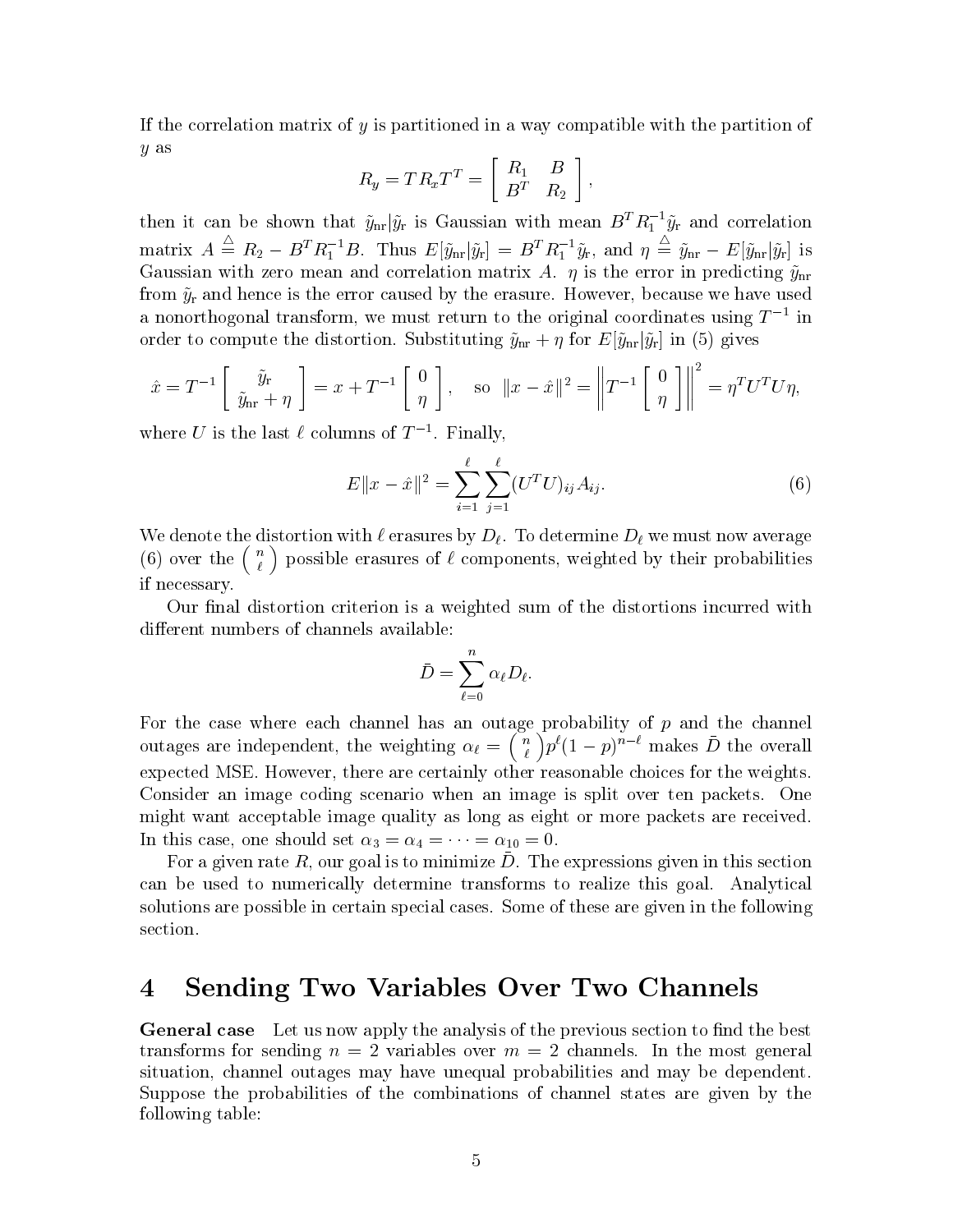If the correlation matrix of $y$ is partitioned in a way compatible with the partition of $y$ as

$$R_y = TR_xT^T = \begin{bmatrix} R_1 & B \\ B^T & R_2 \end{bmatrix},$$

then it can be shown that $\tilde{y}_{\rm nr}|\tilde{y}_{\rm r}$ is Gaussian with mean $B^TR_1^{-1}\tilde{y}_{\rm r}$ and correlation matrix $A \stackrel{\triangle}{=} R_2 - B^TR_1^{-1}B$. Thus $E[\tilde{y}_{\rm nr}|\tilde{y}_{\rm r}] = B^TR_1^{-1}\tilde{y}_{\rm r}$, and $\eta \stackrel{\triangle}{=} \tilde{y}_{\rm nr} - E[\tilde{y}_{\rm nr}|\tilde{y}_{\rm r}]$ is Gaussian with zero mean and correlation matrix $A$. $\eta$ is the error in predicting $\tilde{y}_{\rm nr}$ from $\tilde{y}_{\rm r}$ and hence is the error caused by the erasure. However, because we have used a nonorthogonal transform, we must return to the original coordinates using $T^{-1}$ in order to compute the distortion. Substituting $\tilde{y}_{\rm nr} + \eta$ for $E[\tilde{y}_{\rm nr}|\tilde{y}_{\rm r}]$ in (5) gives

$$\hat{x} = T^{-1}\begin{bmatrix} \tilde{y}_{\rm r} \\ \tilde{y}_{\rm nr} + \eta \end{bmatrix} = x + T^{-1}\begin{bmatrix} 0 \\ \eta \end{bmatrix}, \quad \text{so} \quad \|x - \hat{x}\|^2 = \left\| T^{-1}\begin{bmatrix} 0 \\ \eta \end{bmatrix} \right\|^2 = \eta^T U^T U \eta,$$

where $U$ is the last $\ell$ columns of $T^{-1}$. Finally,

$$E\|x - \hat{x}\|^2 = \sum_{i=1}^{\ell}\sum_{j=1}^{\ell}(U^TU)_{ij}A_{ij}. \tag{6}$$

We denote the distortion with $\ell$ erasures by $D_\ell$. To determine $D_\ell$ we must now average (6) over the $\binom{n}{\ell}$ possible erasures of $\ell$ components, weighted by their probabilities if necessary.

Our final distortion criterion is a weighted sum of the distortions incurred with different numbers of channels available:

$$\bar{D} = \sum_{\ell=0}^{n}\alpha_\ell D_\ell.$$

For the case where each channel has an outage probability of $p$ and the channel outages are independent, the weighting $\alpha_\ell = \binom{n}{\ell}p^\ell(1-p)^{n-\ell}$ makes $\bar{D}$ the overall expected MSE. However, there are certainly other reasonable choices for the weights. Consider an image coding scenario when an image is split over ten packets. One might want acceptable image quality as long as eight or more packets are received. In this case, one should set $\alpha_3 = \alpha_4 = \cdots = \alpha_{10} = 0$.

For a given rate $R$, our goal is to minimize $\bar{D}$. The expressions given in this section can be used to numerically determine transforms to realize this goal. Analytical solutions are possible in certain special cases. Some of these are given in the following section.

# 4 Sending Two Variables Over Two Channels

**General case** Let us now apply the analysis of the previous section to find the best transforms for sending $n = 2$ variables over $m = 2$ channels. In the most general situation, channel outages may have unequal probabilities and may be dependent. Suppose the probabilities of the combinations of channel states are given by the following table: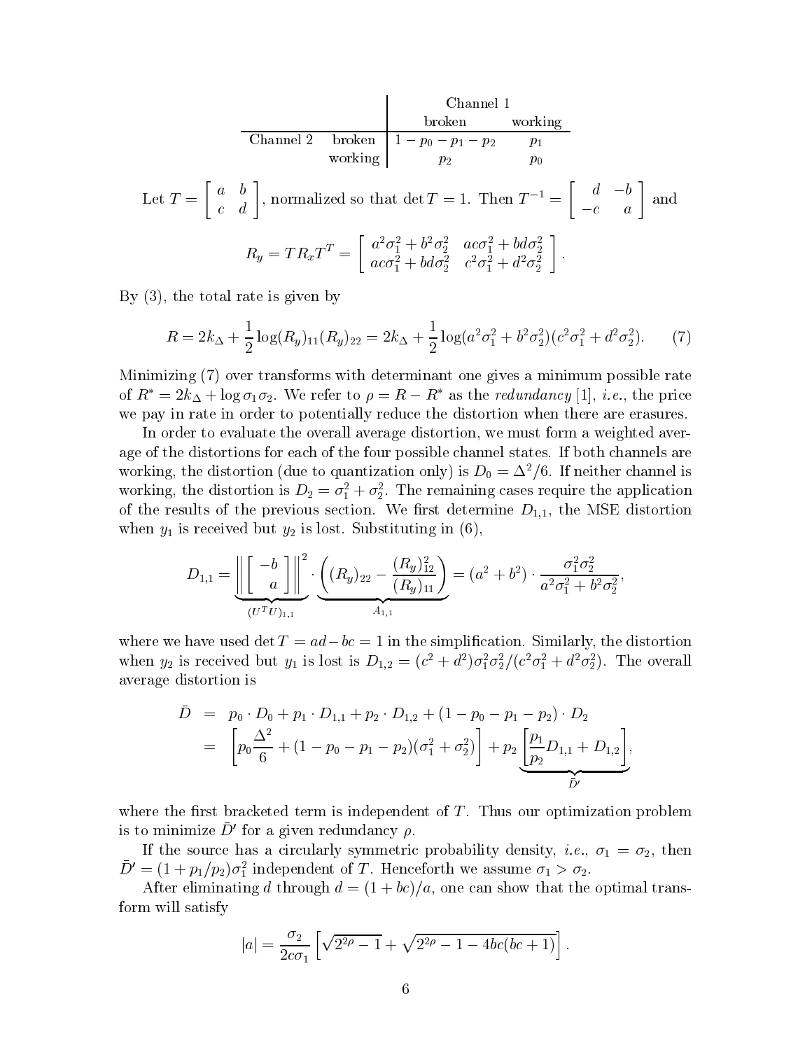| | | Channel 1 | |
|---|---|---|---|
| | | broken | working |
| Channel 2 | broken | $1 - p_0 - p_1 - p_2$ | $p_1$ |
| | working | $p_2$ | $p_0$ |

Let $T = \begin{bmatrix} a & b \\ c & d \end{bmatrix}$, normalized so that $\det T = 1$. Then $T^{-1} = \begin{bmatrix} d & -b \\ -c & a \end{bmatrix}$ and

$$R_y = TR_xT^T = \begin{bmatrix} a^2\sigma_1^2 + b^2\sigma_2^2 & ac\sigma_1^2 + bd\sigma_2^2 \\ ac\sigma_1^2 + bd\sigma_2^2 & c^2\sigma_1^2 + d^2\sigma_2^2 \end{bmatrix}.$$

By (3), the total rate is given by

$$R = 2k_\Delta + \frac{1}{2}\log(R_y)_{11}(R_y)_{22} = 2k_\Delta + \frac{1}{2}\log(a^2\sigma_1^2 + b^2\sigma_2^2)(c^2\sigma_1^2 + d^2\sigma_2^2). \qquad (7)$$

Minimizing (7) over transforms with determinant one gives a minimum possible rate of $R^* = 2k_\Delta + \log \sigma_1\sigma_2$. We refer to $\rho = R - R^*$ as the *redundancy* [1], *i.e.*, the price we pay in rate in order to potentially reduce the distortion when there are erasures.

In order to evaluate the overall average distortion, we must form a weighted average of the distortions for each of the four possible channel states. If both channels are working, the distortion (due to quantization only) is $D_0 = \Delta^2/6$. If neither channel is working, the distortion is $D_2 = \sigma_1^2 + \sigma_2^2$. The remaining cases require the application of the results of the previous section. We first determine $D_{1,1}$, the MSE distortion when $y_1$ is received but $y_2$ is lost. Substituting in (6),

$$D_{1,1} = \underbrace{\left\| \begin{bmatrix} -b \\ a \end{bmatrix} \right\|^2}_{(U^TU)_{1,1}} \cdot \underbrace{\left( (R_y)_{22} - \frac{(R_y)_{12}^2}{(R_y)_{11}} \right)}_{A_{1,1}} = (a^2 + b^2) \cdot \frac{\sigma_1^2\sigma_2^2}{a^2\sigma_1^2 + b^2\sigma_2^2},$$

where we have used $\det T = ad - bc = 1$ in the simplification. Similarly, the distortion when $y_2$ is received but $y_1$ is lost is $D_{1,2} = (c^2 + d^2)\sigma_1^2\sigma_2^2/(c^2\sigma_1^2 + d^2\sigma_2^2)$. The overall average distortion is

$$\begin{aligned}
\bar{D} &= p_0 \cdot D_0 + p_1 \cdot D_{1,1} + p_2 \cdot D_{1,2} + (1 - p_0 - p_1 - p_2) \cdot D_2 \\
&= \left[ p_0 \frac{\Delta^2}{6} + (1 - p_0 - p_1 - p_2)(\sigma_1^2 + \sigma_2^2) \right] + p_2 \underbrace{\left[ \frac{p_1}{p_2} D_{1,1} + D_{1,2} \right]}_{\bar{D}'},
\end{aligned}$$

where the first bracketed term is independent of $T$. Thus our optimization problem is to minimize $\bar{D}'$ for a given redundancy $\rho$.

If the source has a circularly symmetric probability density, *i.e.*, $\sigma_1 = \sigma_2$, then $\bar{D}' = (1 + p_1/p_2)\sigma_1^2$ independent of $T$. Henceforth we assume $\sigma_1 > \sigma_2$.

After eliminating $d$ through $d = (1 + bc)/a$, one can show that the optimal transform will satisfy

$$|a| = \frac{\sigma_2}{2c\sigma_1}\left[ \sqrt{2^{2\rho} - 1} + \sqrt{2^{2\rho} - 1 - 4bc(bc + 1)} \right].$$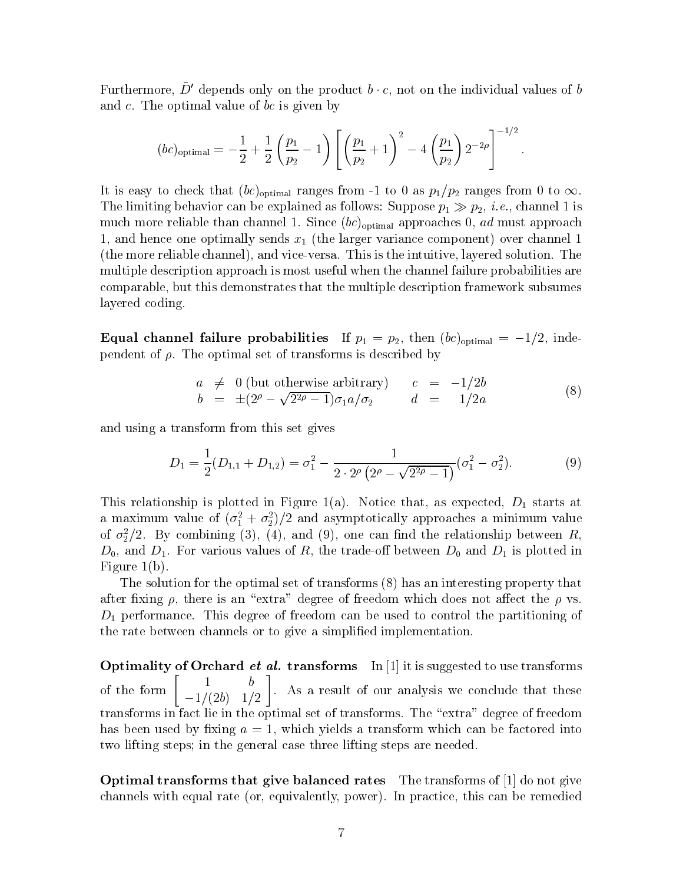Furthermore, $\bar{D}'$ depends only on the product $b \cdot c$, not on the individual values of $b$ and $c$. The optimal value of $bc$ is given by

$$(bc)_{\text{optimal}} = -\frac{1}{2} + \frac{1}{2}\left(\frac{p_1}{p_2} - 1\right)\left[\left(\frac{p_1}{p_2}+1\right)^2 - 4\left(\frac{p_1}{p_2}\right)2^{-2\rho}\right]^{-1/2}.$$

It is easy to check that $(bc)_{\text{optimal}}$ ranges from -1 to 0 as $p_1/p_2$ ranges from 0 to $\infty$. The limiting behavior can be explained as follows: Suppose $p_1 \gg p_2$, *i.e.*, channel 1 is much more reliable than channel 1. Since $(bc)_{\text{optimal}}$ approaches 0, $ad$ must approach 1, and hence one optimally sends $x_1$ (the larger variance component) over channel 1 (the more reliable channel), and vice-versa. This is the intuitive, layered solution. The multiple description approach is most useful when the channel failure probabilities are comparable, but this demonstrates that the multiple description framework subsumes layered coding.

**Equal channel failure probabilities** If $p_1 = p_2$, then $(bc)_{\text{optimal}} = -1/2$, independent of $\rho$. The optimal set of transforms is described by

$$\begin{array}{rclcrcl} a & \neq & 0 \text{ (but otherwise arbitrary)} & \quad & c & = & -1/2b \\ b & = & \pm(2^\rho - \sqrt{2^{2\rho}-1})\sigma_1 a/\sigma_2 & & d & = & 1/2a \end{array} \tag{8}$$

and using a transform from this set gives

$$D_1 = \frac{1}{2}(D_{1,1} + D_{1,2}) = \sigma_1^2 - \frac{1}{2 \cdot 2^\rho \left(2^\rho - \sqrt{2^{2\rho}-1}\right)}(\sigma_1^2 - \sigma_2^2). \tag{9}$$

This relationship is plotted in Figure 1(a). Notice that, as expected, $D_1$ starts at a maximum value of $(\sigma_1^2 + \sigma_2^2)/2$ and asymptotically approaches a minimum value of $\sigma_2^2/2$. By combining (3), (4), and (9), one can find the relationship between $R$, $D_0$, and $D_1$. For various values of $R$, the trade-off between $D_0$ and $D_1$ is plotted in Figure 1(b).

The solution for the optimal set of transforms (8) has an interesting property that after fixing $\rho$, there is an "extra" degree of freedom which does not affect the $\rho$ vs. $D_1$ performance. This degree of freedom can be used to control the partitioning of the rate between channels or to give a simplified implementation.

**Optimality of Orchard *et al.* transforms** In [1] it is suggested to use transforms of the form $\begin{bmatrix} 1 & b \\ -1/(2b) & 1/2 \end{bmatrix}$. As a result of our analysis we conclude that these transforms in fact lie in the optimal set of transforms. The "extra" degree of freedom has been used by fixing $a = 1$, which yields a transform which can be factored into two lifting steps; in the general case three lifting steps are needed.

**Optimal transforms that give balanced rates** The transforms of [1] do not give channels with equal rate (or, equivalently, power). In practice, this can be remedied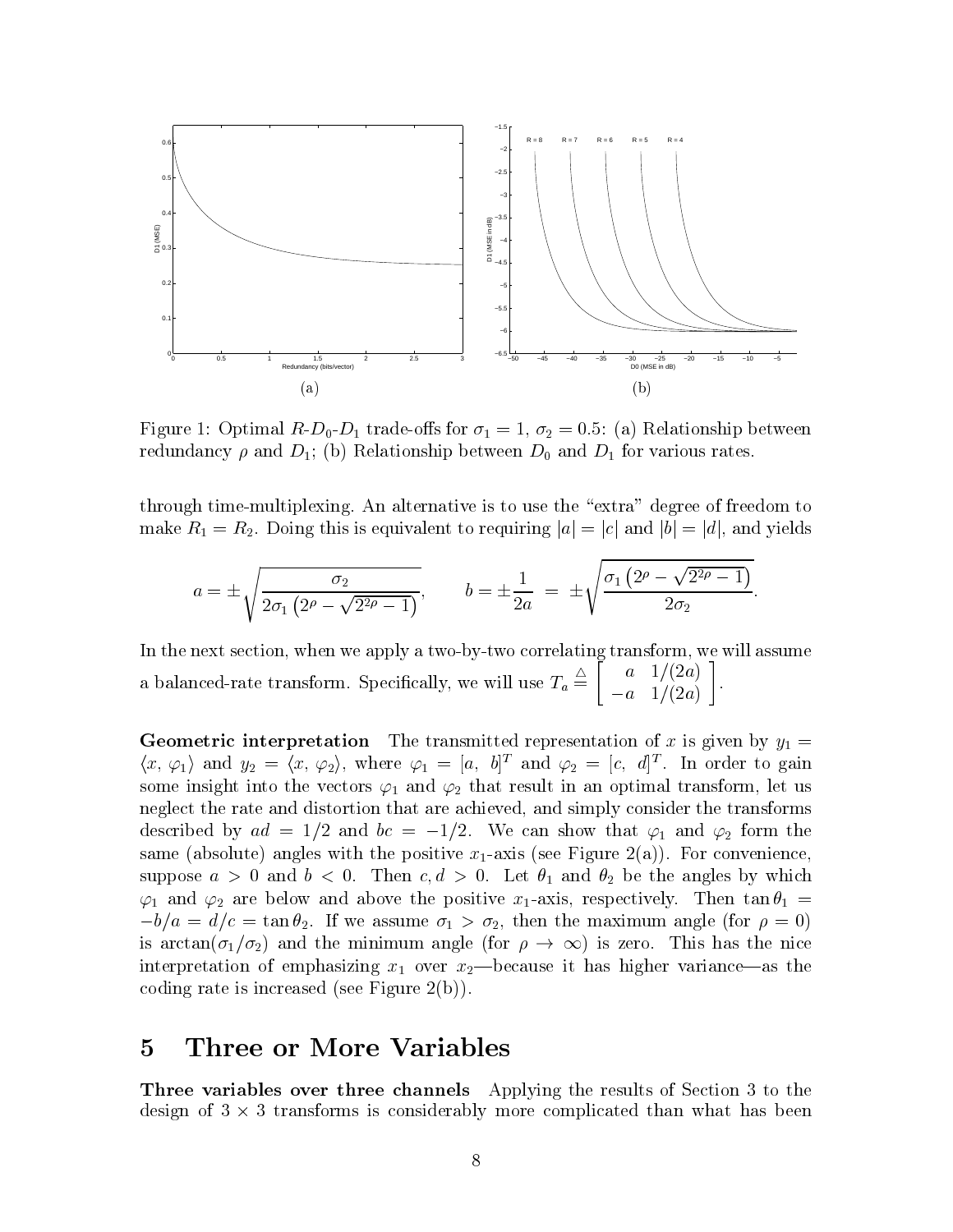Figure 1: Optimal $R$-$D_0$-$D_1$ trade-offs for $\sigma_1 = 1$, $\sigma_2 = 0.5$: (a) Relationship between redundancy $\rho$ and $D_1$; (b) Relationship between $D_0$ and $D_1$ for various rates.

through time-multiplexing. An alternative is to use the "extra" degree of freedom to make $R_1 = R_2$. Doing this is equivalent to requiring $|a| = |c|$ and $|b| = |d|$, and yields

$$a = \pm\sqrt{\frac{\sigma_2}{2\sigma_1\left(2^\rho - \sqrt{2^{2\rho}-1}\right)}}, \qquad b = \pm\frac{1}{2a} = \pm\sqrt{\frac{\sigma_1\left(2^\rho - \sqrt{2^{2\rho}-1}\right)}{2\sigma_2}}.$$

In the next section, when we apply a two-by-two correlating transform, we will assume a balanced-rate transform. Specifically, we will use $T_a \triangleq \begin{bmatrix} a & 1/(2a) \\ -a & 1/(2a) \end{bmatrix}$.

**Geometric interpretation** The transmitted representation of $x$ is given by $y_1 = \langle x, \varphi_1 \rangle$ and $y_2 = \langle x, \varphi_2 \rangle$, where $\varphi_1 = [a,\ b]^T$ and $\varphi_2 = [c,\ d]^T$. In order to gain some insight into the vectors $\varphi_1$ and $\varphi_2$ that result in an optimal transform, let us neglect the rate and distortion that are achieved, and simply consider the transforms described by $ad = 1/2$ and $bc = -1/2$. We can show that $\varphi_1$ and $\varphi_2$ form the same (absolute) angles with the positive $x_1$-axis (see Figure 2(a)). For convenience, suppose $a > 0$ and $b < 0$. Then $c, d > 0$. Let $\theta_1$ and $\theta_2$ be the angles by which $\varphi_1$ and $\varphi_2$ are below and above the positive $x_1$-axis, respectively. Then $\tan\theta_1 = -b/a = d/c = \tan\theta_2$. If we assume $\sigma_1 > \sigma_2$, then the maximum angle (for $\rho = 0$) is $\arctan(\sigma_1/\sigma_2)$ and the minimum angle (for $\rho \to \infty$) is zero. This has the nice interpretation of emphasizing $x_1$ over $x_2$—because it has higher variance—as the coding rate is increased (see Figure 2(b)).

## 5 Three or More Variables

**Three variables over three channels** Applying the results of Section 3 to the design of $3 \times 3$ transforms is considerably more complicated than what has been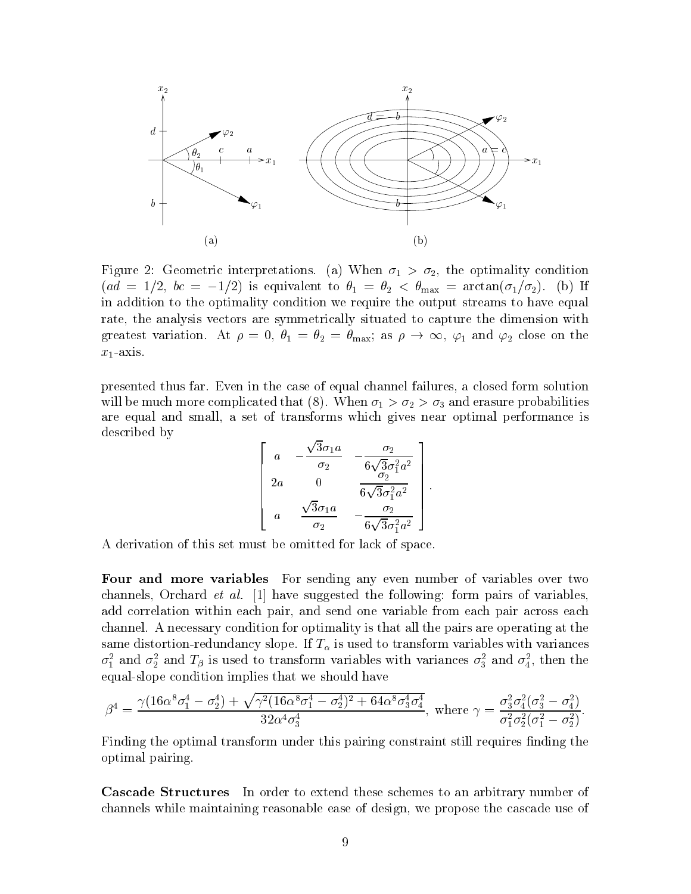Figure 2: Geometric interpretations. (a) When $\sigma_1 > \sigma_2$, the optimality condition ($ad = 1/2$, $bc = -1/2$) is equivalent to $\theta_1 = \theta_2 < \theta_{\max} = \arctan(\sigma_1/\sigma_2)$. (b) If in addition to the optimality condition we require the output streams to have equal rate, the analysis vectors are symmetrically situated to capture the dimension with greatest variation. At $\rho = 0$, $\theta_1 = \theta_2 = \theta_{\max}$; as $\rho \to \infty$, $\varphi_1$ and $\varphi_2$ close on the $x_1$-axis.

presented thus far. Even in the case of equal channel failures, a closed form solution will be much more complicated that (8). When $\sigma_1 > \sigma_2 > \sigma_3$ and erasure probabilities are equal and small, a set of transforms which gives near optimal performance is described by

$$\begin{bmatrix} a & -\dfrac{\sqrt{3}\sigma_1 a}{\sigma_2} & -\dfrac{\sigma_2}{6\sqrt{3}\sigma_1^2 a^2} \\ 2a & 0 & \dfrac{\sigma_2}{6\sqrt{3}\sigma_1^2 a^2} \\ a & \dfrac{\sqrt{3}\sigma_1 a}{\sigma_2} & -\dfrac{\sigma_2}{6\sqrt{3}\sigma_1^2 a^2} \end{bmatrix}.$$

A derivation of this set must be omitted for lack of space.

**Four and more variables** For sending any even number of variables over two channels, Orchard *et al.* [1] have suggested the following: form pairs of variables, add correlation within each pair, and send one variable from each pair across each channel. A necessary condition for optimality is that all the pairs are operating at the same distortion-redundancy slope. If $T_\alpha$ is used to transform variables with variances $\sigma_1^2$ and $\sigma_2^2$ and $T_\beta$ is used to transform variables with variances $\sigma_3^2$ and $\sigma_4^2$, then the equal-slope condition implies that we should have

$$\beta^4 = \frac{\gamma(16\alpha^8\sigma_1^4 - \sigma_2^4) + \sqrt{\gamma^2(16\alpha^8\sigma_1^4 - \sigma_2^4)^2 + 64\alpha^8\sigma_3^4\sigma_4^4}}{32\alpha^4\sigma_3^4}, \text{ where } \gamma = \frac{\sigma_3^2\sigma_4^2(\sigma_3^2 - \sigma_4^2)}{\sigma_1^2\sigma_2^2(\sigma_1^2 - \sigma_2^2)}.$$

Finding the optimal transform under this pairing constraint still requires finding the optimal pairing.

**Cascade Structures** In order to extend these schemes to an arbitrary number of channels while maintaining reasonable ease of design, we propose the cascade use of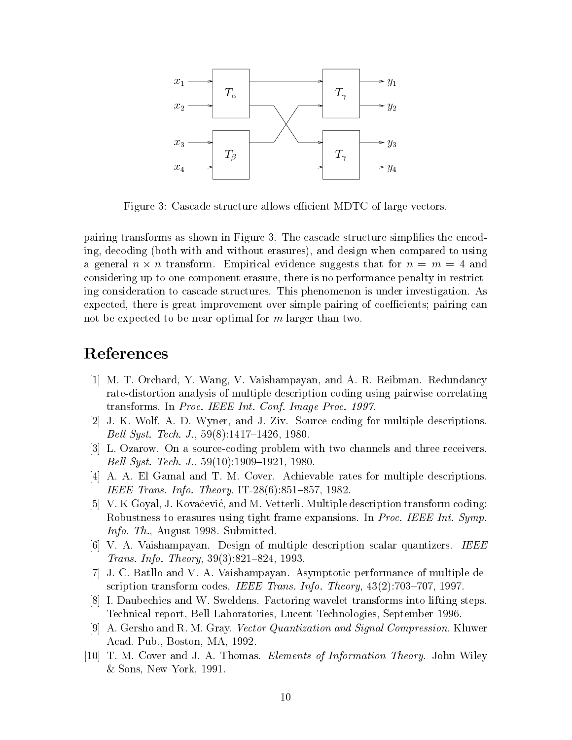$x_1$

$x_2$

$T_\alpha$

$x_3$

$x_4$

$T_\beta$

$T_\gamma$

$T_\gamma$

$y_1$

$y_2$

$y_3$

$y_4$

Figure 3: Cascade structure allows efficient MDTC of large vectors.

pairing transforms as shown in Figure 3. The cascade structure simplifies the encoding, decoding (both with and without erasures), and design when compared to using a general $n \times n$ transform. Empirical evidence suggests that for $n = m = 4$ and considering up to one component erasure, there is no performance penalty in restricting consideration to cascade structures. This phenomenon is under investigation. As expected, there is great improvement over simple pairing of coefficients; pairing can not be expected to be near optimal for $m$ larger than two.

# References

[1] M. T. Orchard, Y. Wang, V. Vaishampayan, and A. R. Reibman. Redundancy rate-distortion analysis of multiple description coding using pairwise correlating transforms. In *Proc. IEEE Int. Conf. Image Proc. 1997*.

[2] J. K. Wolf, A. D. Wyner, and J. Ziv. Source coding for multiple descriptions. *Bell Syst. Tech. J.*, 59(8):1417–1426, 1980.

[3] L. Ozarow. On a source-coding problem with two channels and three receivers. *Bell Syst. Tech. J.*, 59(10):1909–1921, 1980.

[4] A. A. El Gamal and T. M. Cover. Achievable rates for multiple descriptions. *IEEE Trans. Info. Theory*, IT-28(6):851–857, 1982.

[5] V. K Goyal, J. Kovačević, and M. Vetterli. Multiple description transform coding: Robustness to erasures using tight frame expansions. In *Proc. IEEE Int. Symp. Info. Th.*, August 1998. Submitted.

[6] V. A. Vaishampayan. Design of multiple description scalar quantizers. *IEEE Trans. Info. Theory*, 39(3):821–824, 1993.

[7] J.-C. Batllo and V. A. Vaishampayan. Asymptotic performance of multiple description transform codes. *IEEE Trans. Info. Theory*, 43(2):703–707, 1997.

[8] I. Daubechies and W. Sweldens. Factoring wavelet transforms into lifting steps. Technical report, Bell Laboratories, Lucent Technologies, September 1996.

[9] A. Gersho and R. M. Gray. *Vector Quantization and Signal Compression*. Kluwer Acad. Pub., Boston, MA, 1992.

[10] T. M. Cover and J. A. Thomas. *Elements of Information Theory*. John Wiley & Sons, New York, 1991.